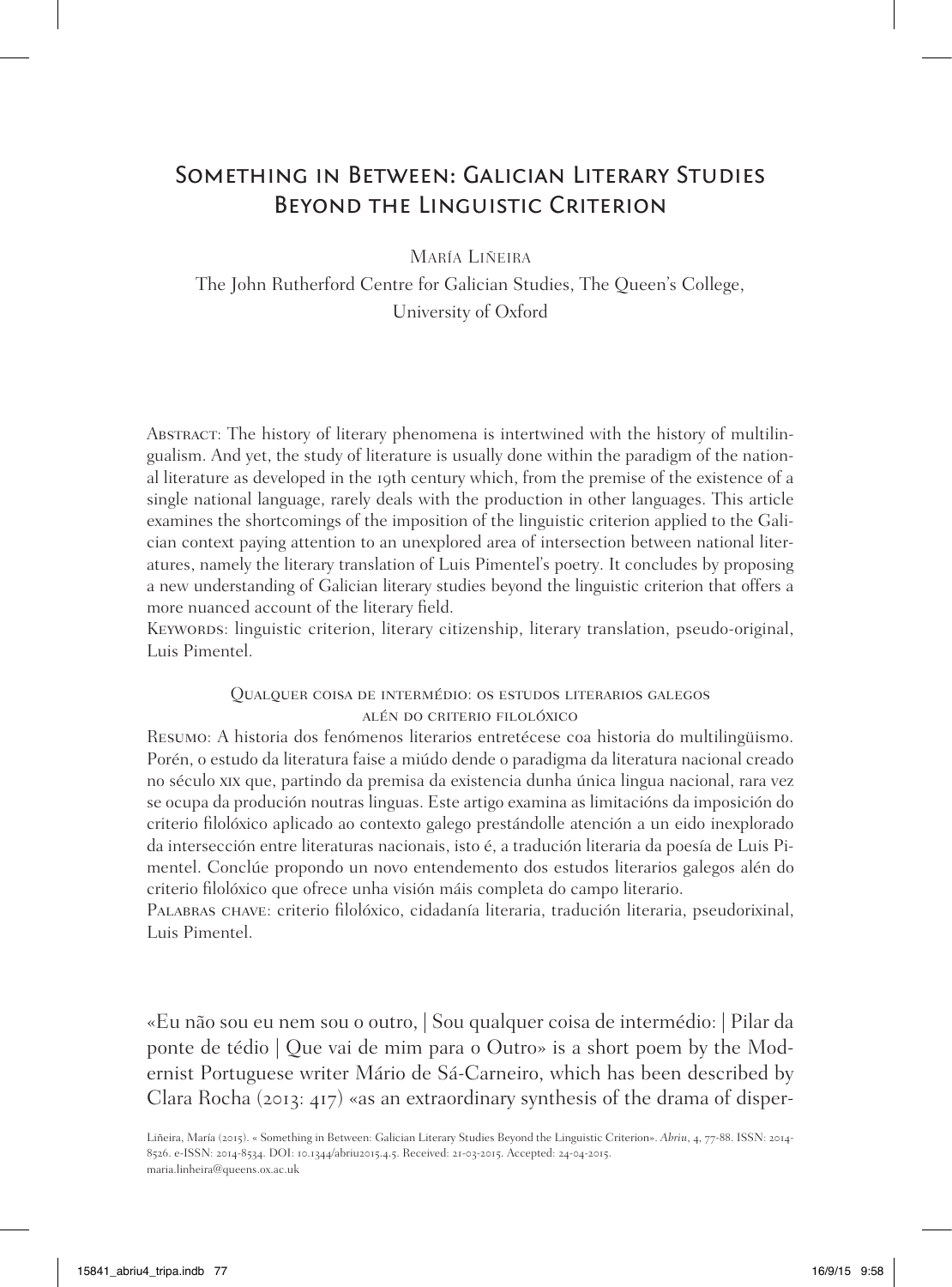# Something in Between: Galician Literary Studies Beyond the Linguistic Criterion

María Liñeira

The John Rutherford Centre for Galician Studies, The Queen's College, University of Oxford

Abstract: The history of literary phenomena is intertwined with the history of multilingualism. And yet, the study of literature is usually done within the paradigm of the national literature as developed in the 19th century which, from the premise of the existence of a single national language, rarely deals with the production in other languages. This article examines the shortcomings of the imposition of the linguistic criterion applied to the Galician context paying attention to an unexplored area of intersection between national literatures, namely the literary translation of Luis Pimentel's poetry. It concludes by proposing a new understanding of Galician literary studies beyond the linguistic criterion that offers a more nuanced account of the literary field.

Keywords: linguistic criterion, literary citizenship, literary translation, pseudo-original, Luis Pimentel.

## Qualquer coisa de intermédio: os estudos literarios galegos alén do criterio filolóxico

Resumo: A historia dos fenómenos literarios entretécese coa historia do multilingüismo. Porén, o estudo da literatura faise a miúdo dende o paradigma da literatura nacional creado no século xix que, partindo da premisa da existencia dunha única lingua nacional, rara vez se ocupa da produción noutras linguas. Este artigo examina as limitacións da imposición do criterio filolóxico aplicado ao contexto galego prestándolle atención a un eido inexplorado da intersección entre literaturas nacionais, isto é, a tradución literaria da poesía de Luis Pimentel. Conclúe propondo un novo entendemento dos estudos literarios galegos alén do criterio filolóxico que ofrece unha visión máis completa do campo literario.

Palabras chave: criterio filolóxico, cidadanía literaria, tradución literaria, pseudorixinal, Luis Pimentel.

«Eu não sou eu nem sou o outro, | Sou qualquer coisa de intermédio: | Pilar da ponte de tédio | Que vai de mim para o Outro» is a short poem by the Modernist Portuguese writer Mário de Sá-Carneiro, which has been described by Clara Rocha (2013: 417) «as an extraordinary synthesis of the drama of disper-

Liñeira, María (2015). « Something in Between: Galician Literary Studies Beyond the Linguistic Criterion». *Abriu*, 4, 77-88. ISSN: 2014-8526. e-ISSN: 2014-8534. DOI: 10.1344/abriu2015.4.5. Received: 21-03-2015. Accepted: 24-04-2015.
maria.linheira@queens.ox.ac.uk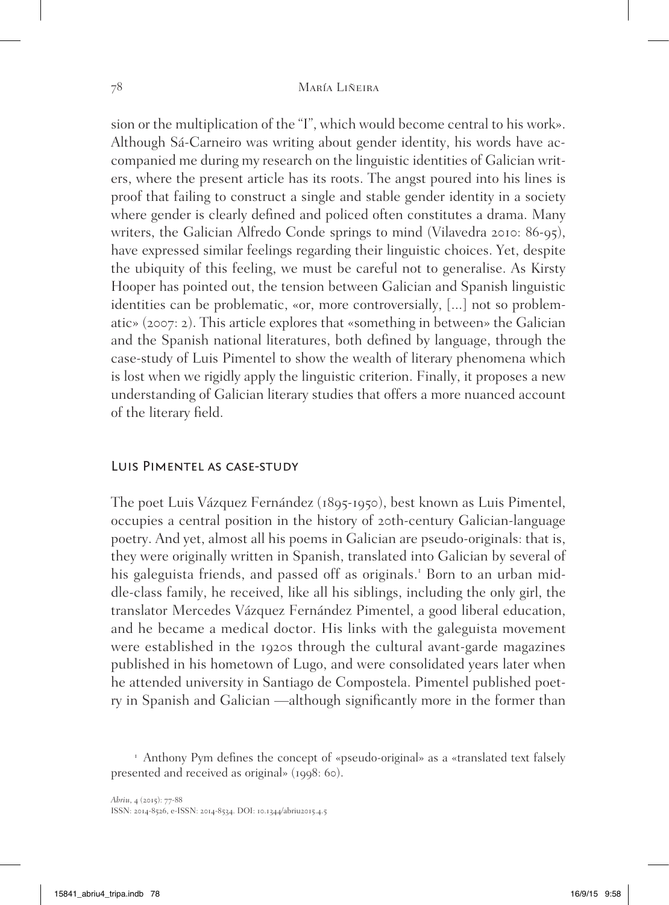sion or the multiplication of the "I", which would become central to his work». Although Sá-Carneiro was writing about gender identity, his words have accompanied me during my research on the linguistic identities of Galician writers, where the present article has its roots. The angst poured into his lines is proof that failing to construct a single and stable gender identity in a society where gender is clearly defined and policed often constitutes a drama. Many writers, the Galician Alfredo Conde springs to mind (Vilavedra 2010: 86-95), have expressed similar feelings regarding their linguistic choices. Yet, despite the ubiquity of this feeling, we must be careful not to generalise. As Kirsty Hooper has pointed out, the tension between Galician and Spanish linguistic identities can be problematic, «or, more controversially, [...] not so problematic» (2007: 2). This article explores that «something in between» the Galician and the Spanish national literatures, both defined by language, through the case-study of Luis Pimentel to show the wealth of literary phenomena which is lost when we rigidly apply the linguistic criterion. Finally, it proposes a new understanding of Galician literary studies that offers a more nuanced account of the literary field.

## Luis Pimentel as case-study

The poet Luis Vázquez Fernández (1895-1950), best known as Luis Pimentel, occupies a central position in the history of 20th-century Galician-language poetry. And yet, almost all his poems in Galician are pseudo-originals: that is, they were originally written in Spanish, translated into Galician by several of his galeguista friends, and passed off as originals.[1] Born to an urban middle-class family, he received, like all his siblings, including the only girl, the translator Mercedes Vázquez Fernández Pimentel, a good liberal education, and he became a medical doctor. His links with the galeguista movement were established in the 1920s through the cultural avant-garde magazines published in his hometown of Lugo, and were consolidated years later when he attended university in Santiago de Compostela. Pimentel published poetry in Spanish and Galician —although significantly more in the former than

[1] Anthony Pym defines the concept of «pseudo-original» as a «translated text falsely presented and received as original» (1998: 60).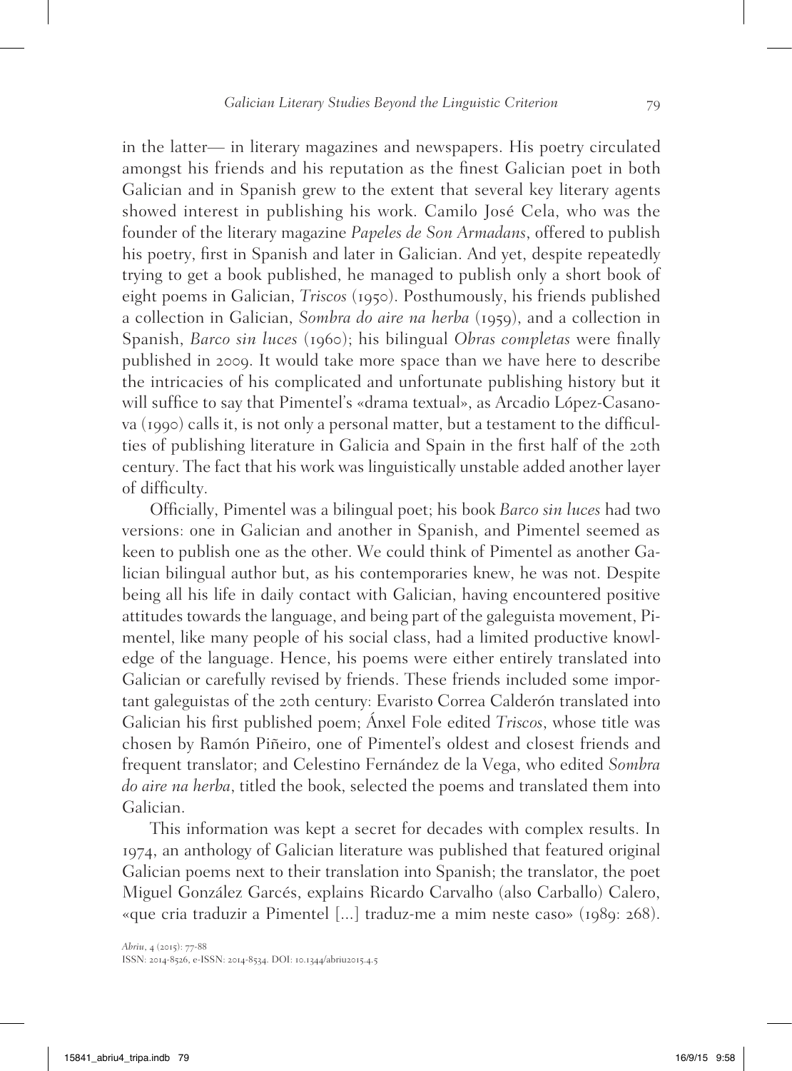in the latter— in literary magazines and newspapers. His poetry circulated amongst his friends and his reputation as the finest Galician poet in both Galician and in Spanish grew to the extent that several key literary agents showed interest in publishing his work. Camilo José Cela, who was the founder of the literary magazine *Papeles de Son Armadans*, offered to publish his poetry, first in Spanish and later in Galician. And yet, despite repeatedly trying to get a book published, he managed to publish only a short book of eight poems in Galician, *Triscos* (1950). Posthumously, his friends published a collection in Galician, *Sombra do aire na herba* (1959), and a collection in Spanish, *Barco sin luces* (1960); his bilingual *Obras completas* were finally published in 2009. It would take more space than we have here to describe the intricacies of his complicated and unfortunate publishing history but it will suffice to say that Pimentel's «drama textual», as Arcadio López-Casanova (1990) calls it, is not only a personal matter, but a testament to the difficulties of publishing literature in Galicia and Spain in the first half of the 20th century. The fact that his work was linguistically unstable added another layer of difficulty.

Officially, Pimentel was a bilingual poet; his book *Barco sin luces* had two versions: one in Galician and another in Spanish, and Pimentel seemed as keen to publish one as the other. We could think of Pimentel as another Galician bilingual author but, as his contemporaries knew, he was not. Despite being all his life in daily contact with Galician, having encountered positive attitudes towards the language, and being part of the galeguista movement, Pimentel, like many people of his social class, had a limited productive knowledge of the language. Hence, his poems were either entirely translated into Galician or carefully revised by friends. These friends included some important galeguistas of the 20th century: Evaristo Correa Calderón translated into Galician his first published poem; Ánxel Fole edited *Triscos*, whose title was chosen by Ramón Piñeiro, one of Pimentel's oldest and closest friends and frequent translator; and Celestino Fernández de la Vega, who edited *Sombra do aire na herba*, titled the book, selected the poems and translated them into Galician.

This information was kept a secret for decades with complex results. In 1974, an anthology of Galician literature was published that featured original Galician poems next to their translation into Spanish; the translator, the poet Miguel González Garcés, explains Ricardo Carvalho (also Carballo) Calero, «que cria traduzir a Pimentel [...] traduz-me a mim neste caso» (1989: 268).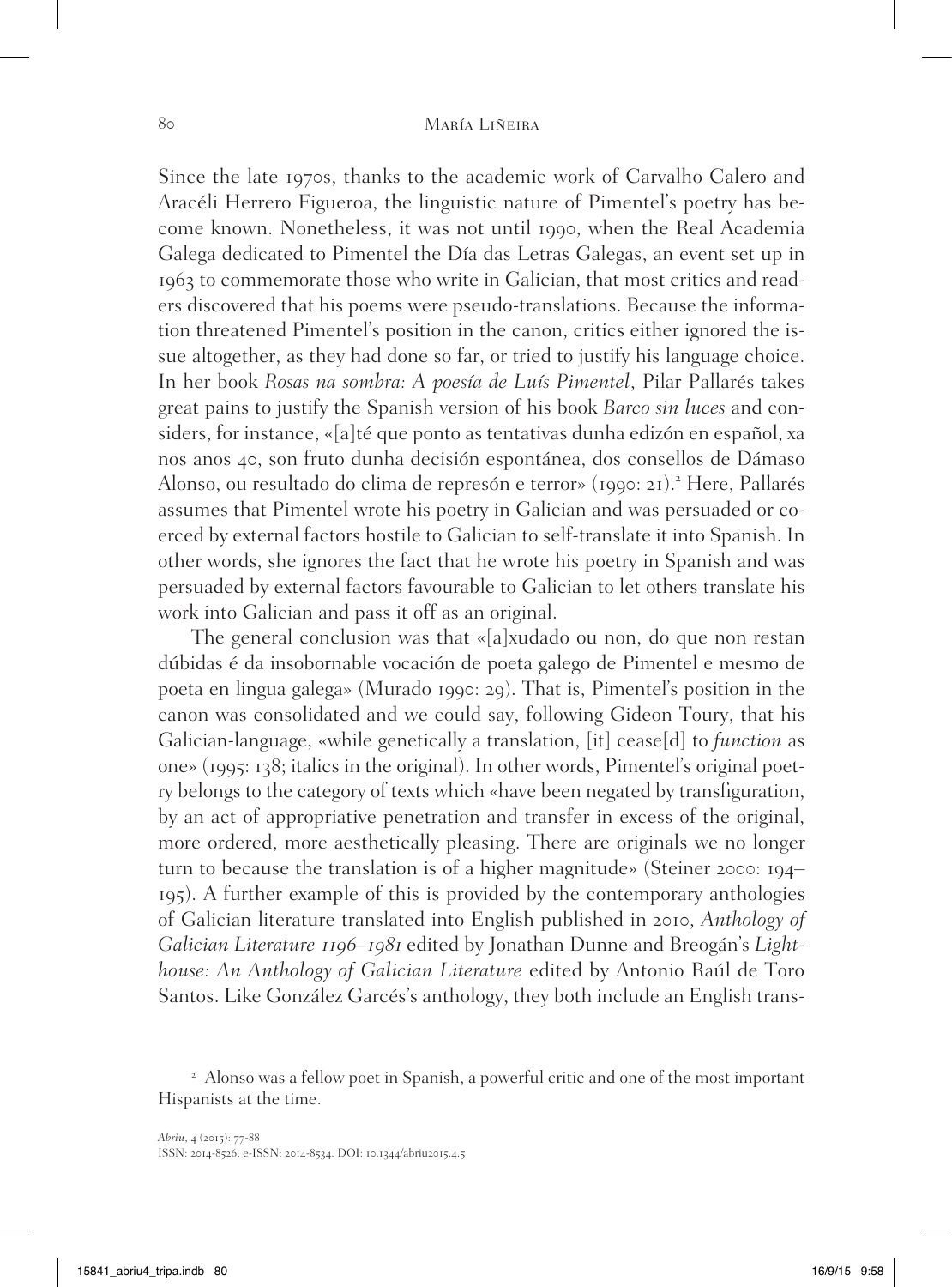Since the late 1970s, thanks to the academic work of Carvalho Calero and Aracéli Herrero Figueroa, the linguistic nature of Pimentel's poetry has become known. Nonetheless, it was not until 1990, when the Real Academia Galega dedicated to Pimentel the Día das Letras Galegas, an event set up in 1963 to commemorate those who write in Galician, that most critics and readers discovered that his poems were pseudo-translations. Because the information threatened Pimentel's position in the canon, critics either ignored the issue altogether, as they had done so far, or tried to justify his language choice. In her book *Rosas na sombra: A poesía de Luís Pimentel*, Pilar Pallarés takes great pains to justify the Spanish version of his book *Barco sin luces* and considers, for instance, «[a]té que ponto as tentativas dunha edizón en español, xa nos anos 40, son fruto dunha decisión espontánea, dos consellos de Dámaso Alonso, ou resultado do clima de represón e terror» (1990: 21).[2] Here, Pallarés assumes that Pimentel wrote his poetry in Galician and was persuaded or coerced by external factors hostile to Galician to self-translate it into Spanish. In other words, she ignores the fact that he wrote his poetry in Spanish and was persuaded by external factors favourable to Galician to let others translate his work into Galician and pass it off as an original.

The general conclusion was that «[a]xudado ou non, do que non restan dúbidas é da insobornable vocación de poeta galego de Pimentel e mesmo de poeta en lingua galega» (Murado 1990: 29). That is, Pimentel's position in the canon was consolidated and we could say, following Gideon Toury, that his Galician-language, «while genetically a translation, [it] cease[d] to *function* as one» (1995: 138; italics in the original). In other words, Pimentel's original poetry belongs to the category of texts which «have been negated by transfiguration, by an act of appropriative penetration and transfer in excess of the original, more ordered, more aesthetically pleasing. There are originals we no longer turn to because the translation is of a higher magnitude» (Steiner 2000: 194–195). A further example of this is provided by the contemporary anthologies of Galician literature translated into English published in 2010, *Anthology of Galician Literature 1196–1981* edited by Jonathan Dunne and Breogán's *Lighthouse: An Anthology of Galician Literature* edited by Antonio Raúl de Toro Santos. Like González Garcés's anthology, they both include an English trans-

[2] Alonso was a fellow poet in Spanish, a powerful critic and one of the most important Hispanists at the time.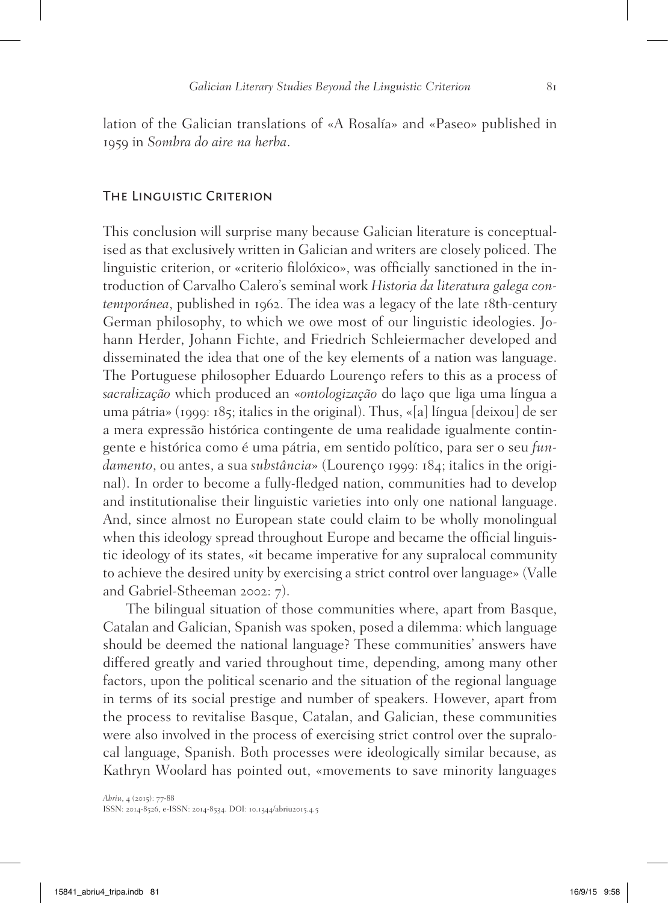lation of the Galician translations of «A Rosalía» and «Paseo» published in 1959 in *Sombra do aire na herba*.

## The Linguistic Criterion

This conclusion will surprise many because Galician literature is conceptualised as that exclusively written in Galician and writers are closely policed. The linguistic criterion, or «criterio filolóxico», was officially sanctioned in the introduction of Carvalho Calero's seminal work *Historia da literatura galega contemporánea*, published in 1962. The idea was a legacy of the late 18th-century German philosophy, to which we owe most of our linguistic ideologies. Johann Herder, Johann Fichte, and Friedrich Schleiermacher developed and disseminated the idea that one of the key elements of a nation was language. The Portuguese philosopher Eduardo Lourenço refers to this as a process of *sacralização* which produced an «*ontologização* do laço que liga uma língua a uma pátria» (1999: 185; italics in the original). Thus, «[a] língua [deixou] de ser a mera expressão histórica contingente de uma realidade igualmente contingente e histórica como é uma pátria, em sentido político, para ser o seu *fundamento*, ou antes, a sua *substância*» (Lourenço 1999: 184; italics in the original). In order to become a fully-fledged nation, communities had to develop and institutionalise their linguistic varieties into only one national language. And, since almost no European state could claim to be wholly monolingual when this ideology spread throughout Europe and became the official linguistic ideology of its states, «it became imperative for any supralocal community to achieve the desired unity by exercising a strict control over language» (Valle and Gabriel-Stheeman 2002: 7).

The bilingual situation of those communities where, apart from Basque, Catalan and Galician, Spanish was spoken, posed a dilemma: which language should be deemed the national language? These communities' answers have differed greatly and varied throughout time, depending, among many other factors, upon the political scenario and the situation of the regional language in terms of its social prestige and number of speakers. However, apart from the process to revitalise Basque, Catalan, and Galician, these communities were also involved in the process of exercising strict control over the supralocal language, Spanish. Both processes were ideologically similar because, as Kathryn Woolard has pointed out, «movements to save minority languages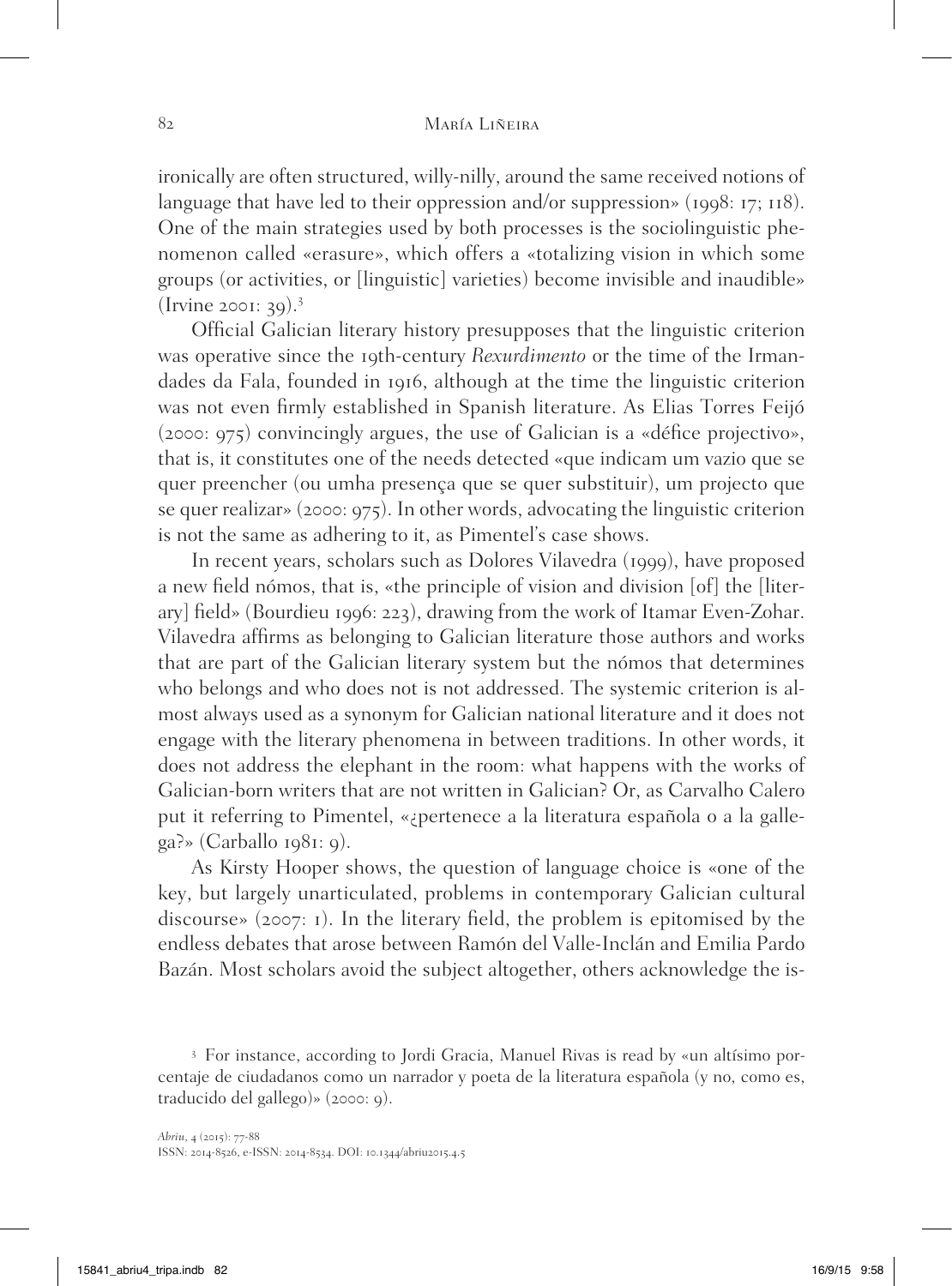ironically are often structured, willy-nilly, around the same received notions of language that have led to their oppression and/or suppression» (1998: 17; 118). One of the main strategies used by both processes is the sociolinguistic phenomenon called «erasure», which offers a «totalizing vision in which some groups (or activities, or [linguistic] varieties) become invisible and inaudible» (Irvine 2001: 39).[3]

Official Galician literary history presupposes that the linguistic criterion was operative since the 19th-century *Rexurdimento* or the time of the Irmandades da Fala, founded in 1916, although at the time the linguistic criterion was not even firmly established in Spanish literature. As Elias Torres Feijó (2000: 975) convincingly argues, the use of Galician is a «défice projectivo», that is, it constitutes one of the needs detected «que indicam um vazio que se quer preencher (ou umha presença que se quer substituir), um projecto que se quer realizar» (2000: 975). In other words, advocating the linguistic criterion is not the same as adhering to it, as Pimentel's case shows.

In recent years, scholars such as Dolores Vilavedra (1999), have proposed a new field nómos, that is, «the principle of vision and division [of] the [literary] field» (Bourdieu 1996: 223), drawing from the work of Itamar Even-Zohar. Vilavedra affirms as belonging to Galician literature those authors and works that are part of the Galician literary system but the nómos that determines who belongs and who does not is not addressed. The systemic criterion is almost always used as a synonym for Galician national literature and it does not engage with the literary phenomena in between traditions. In other words, it does not address the elephant in the room: what happens with the works of Galician-born writers that are not written in Galician? Or, as Carvalho Calero put it referring to Pimentel, «¿pertenece a la literatura española o a la gallega?» (Carballo 1981: 9).

As Kirsty Hooper shows, the question of language choice is «one of the key, but largely unarticulated, problems in contemporary Galician cultural discourse» (2007: 1). In the literary field, the problem is epitomised by the endless debates that arose between Ramón del Valle-Inclán and Emilia Pardo Bazán. Most scholars avoid the subject altogether, others acknowledge the is-

[3] For instance, according to Jordi Gracia, Manuel Rivas is read by «un altísimo porcentaje de ciudadanos como un narrador y poeta de la literatura española (y no, como es, traducido del gallego)» (2000: 9).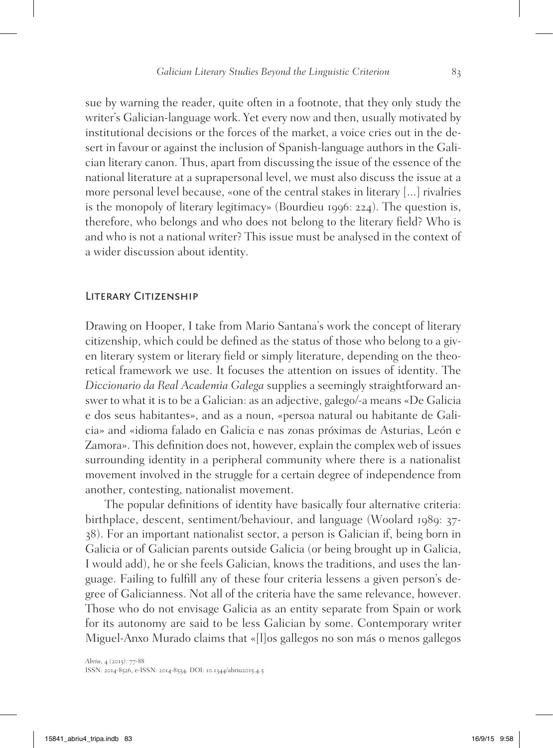sue by warning the reader, quite often in a footnote, that they only study the writer's Galician-language work. Yet every now and then, usually motivated by institutional decisions or the forces of the market, a voice cries out in the desert in favour or against the inclusion of Spanish-language authors in the Galician literary canon. Thus, apart from discussing the issue of the essence of the national literature at a suprapersonal level, we must also discuss the issue at a more personal level because, «one of the central stakes in literary [...] rivalries is the monopoly of literary legitimacy» (Bourdieu 1996: 224). The question is, therefore, who belongs and who does not belong to the literary field? Who is and who is not a national writer? This issue must be analysed in the context of a wider discussion about identity.

## Literary Citizenship

Drawing on Hooper, I take from Mario Santana's work the concept of literary citizenship, which could be defined as the status of those who belong to a given literary system or literary field or simply literature, depending on the theoretical framework we use. It focuses the attention on issues of identity. The *Diccionario da Real Academia Galega* supplies a seemingly straightforward answer to what it is to be a Galician: as an adjective, galego/-a means «De Galicia e dos seus habitantes», and as a noun, «persoa natural ou habitante de Galicia» and «idioma falado en Galicia e nas zonas próximas de Asturias, León e Zamora». This definition does not, however, explain the complex web of issues surrounding identity in a peripheral community where there is a nationalist movement involved in the struggle for a certain degree of independence from another, contesting, nationalist movement.

The popular definitions of identity have basically four alternative criteria: birthplace, descent, sentiment/behaviour, and language (Woolard 1989: 37-38). For an important nationalist sector, a person is Galician if, being born in Galicia or of Galician parents outside Galicia (or being brought up in Galicia, I would add), he or she feels Galician, knows the traditions, and uses the language. Failing to fulfill any of these four criteria lessens a given person's degree of Galicianness. Not all of the criteria have the same relevance, however. Those who do not envisage Galicia as an entity separate from Spain or work for its autonomy are said to be less Galician by some. Contemporary writer Miguel-Anxo Murado claims that «[l]os gallegos no son más o menos gallegos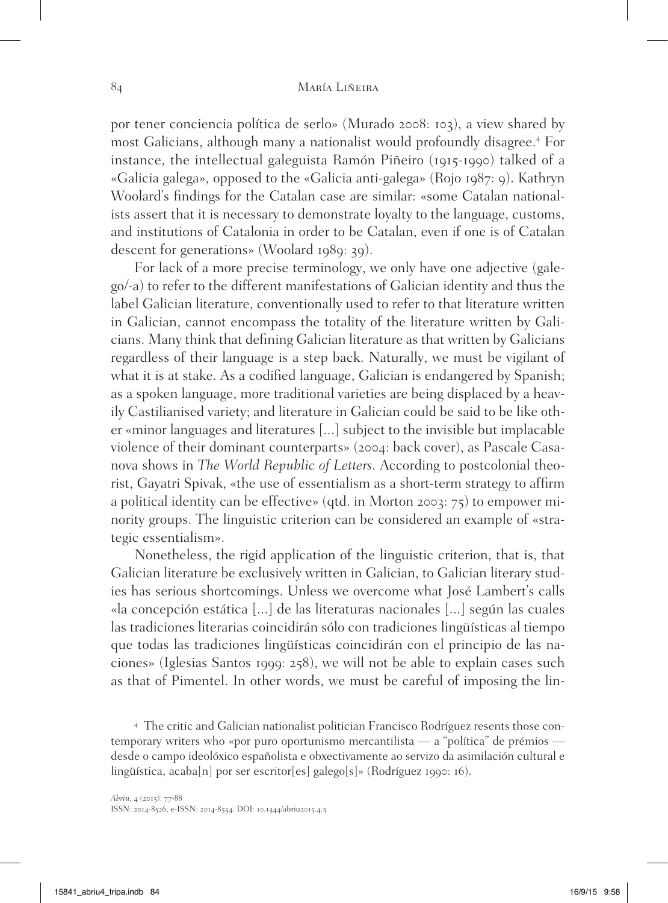por tener conciencia política de serlo» (Murado 2008: 103), a view shared by most Galicians, although many a nationalist would profoundly disagree.[4] For instance, the intellectual galeguista Ramón Piñeiro (1915-1990) talked of a «Galicia galega», opposed to the «Galicia anti-galega» (Rojo 1987: 9). Kathryn Woolard's findings for the Catalan case are similar: «some Catalan nationalists assert that it is necessary to demonstrate loyalty to the language, customs, and institutions of Catalonia in order to be Catalan, even if one is of Catalan descent for generations» (Woolard 1989: 39).

For lack of a more precise terminology, we only have one adjective (galego/-a) to refer to the different manifestations of Galician identity and thus the label Galician literature, conventionally used to refer to that literature written in Galician, cannot encompass the totality of the literature written by Galicians. Many think that defining Galician literature as that written by Galicians regardless of their language is a step back. Naturally, we must be vigilant of what it is at stake. As a codified language, Galician is endangered by Spanish; as a spoken language, more traditional varieties are being displaced by a heavily Castilianised variety; and literature in Galician could be said to be like other «minor languages and literatures [...] subject to the invisible but implacable violence of their dominant counterparts» (2004: back cover), as Pascale Casanova shows in *The World Republic of Letters*. According to postcolonial theorist, Gayatri Spivak, «the use of essentialism as a short-term strategy to affirm a political identity can be effective» (qtd. in Morton 2003: 75) to empower minority groups. The linguistic criterion can be considered an example of «strategic essentialism».

Nonetheless, the rigid application of the linguistic criterion, that is, that Galician literature be exclusively written in Galician, to Galician literary studies has serious shortcomings. Unless we overcome what José Lambert's calls «la concepción estática [...] de las literaturas nacionales [...] según las cuales las tradiciones literarias coincidirán sólo con tradiciones lingüísticas al tiempo que todas las tradiciones lingüísticas coincidirán con el principio de las naciones» (Iglesias Santos 1999: 258), we will not be able to explain cases such as that of Pimentel. In other words, we must be careful of imposing the lin-

[4] The critic and Galician nationalist politician Francisco Rodríguez resents those contemporary writers who «por puro oportunismo mercantilista — a "política" de prémios — desde o campo ideolóxico españolista e obxectivamente ao servizo da asimilación cultural e lingüística, acaba[n] por ser escritor[es] galego[s]» (Rodríguez 1990: 16).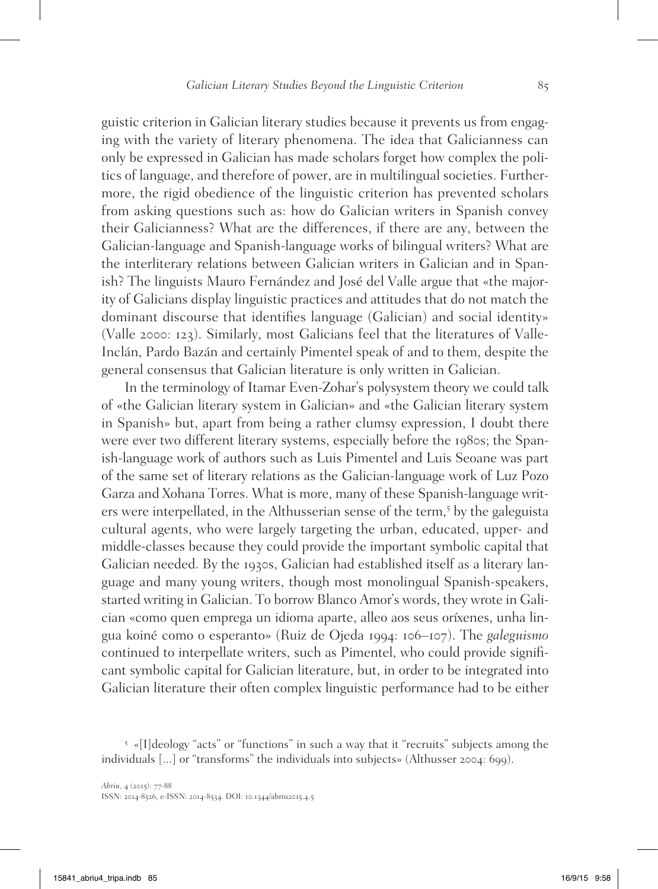guistic criterion in Galician literary studies because it prevents us from engaging with the variety of literary phenomena. The idea that Galicianness can only be expressed in Galician has made scholars forget how complex the politics of language, and therefore of power, are in multilingual societies. Furthermore, the rigid obedience of the linguistic criterion has prevented scholars from asking questions such as: how do Galician writers in Spanish convey their Galicianness? What are the differences, if there are any, between the Galician-language and Spanish-language works of bilingual writers? What are the interliterary relations between Galician writers in Galician and in Spanish? The linguists Mauro Fernández and José del Valle argue that «the majority of Galicians display linguistic practices and attitudes that do not match the dominant discourse that identifies language (Galician) and social identity» (Valle 2000: 123). Similarly, most Galicians feel that the literatures of Valle-Inclán, Pardo Bazán and certainly Pimentel speak of and to them, despite the general consensus that Galician literature is only written in Galician.

In the terminology of Itamar Even-Zohar's polysystem theory we could talk of «the Galician literary system in Galician» and «the Galician literary system in Spanish» but, apart from being a rather clumsy expression, I doubt there were ever two different literary systems, especially before the 1980s; the Spanish-language work of authors such as Luis Pimentel and Luis Seoane was part of the same set of literary relations as the Galician-language work of Luz Pozo Garza and Xohana Torres. What is more, many of these Spanish-language writers were interpellated, in the Althusserian sense of the term,[5] by the galeguista cultural agents, who were largely targeting the urban, educated, upper- and middle-classes because they could provide the important symbolic capital that Galician needed. By the 1930s, Galician had established itself as a literary language and many young writers, though most monolingual Spanish-speakers, started writing in Galician. To borrow Blanco Amor's words, they wrote in Galician «como quen emprega un idioma aparte, alleo aos seus oríxenes, unha lingua koiné como o esperanto» (Ruiz de Ojeda 1994: 106–107). The *galeguismo* continued to interpellate writers, such as Pimentel, who could provide significant symbolic capital for Galician literature, but, in order to be integrated into Galician literature their often complex linguistic performance had to be either

[5] «[I]deology "acts" or "functions" in such a way that it "recruits" subjects among the individuals [...] or "transforms" the individuals into subjects» (Althusser 2004: 699).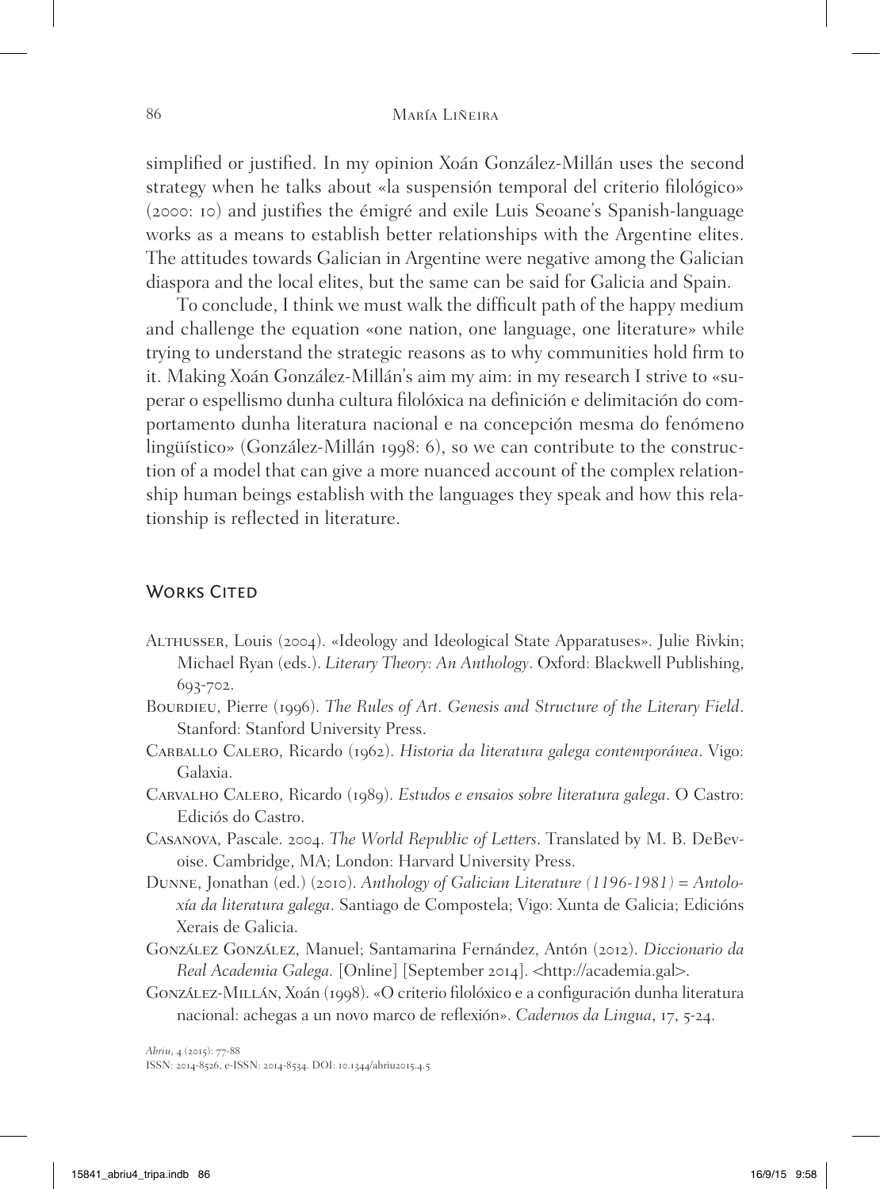simplified or justified. In my opinion Xoán González-Millán uses the second strategy when he talks about «la suspensión temporal del criterio filológico» (2000: 10) and justifies the émigré and exile Luis Seoane's Spanish-language works as a means to establish better relationships with the Argentine elites. The attitudes towards Galician in Argentine were negative among the Galician diaspora and the local elites, but the same can be said for Galicia and Spain.

To conclude, I think we must walk the difficult path of the happy medium and challenge the equation «one nation, one language, one literature» while trying to understand the strategic reasons as to why communities hold firm to it. Making Xoán González-Millán's aim my aim: in my research I strive to «superar o espellismo dunha cultura filolóxica na definición e delimitación do comportamento dunha literatura nacional e na concepción mesma do fenómeno lingüístico» (González-Millán 1998: 6), so we can contribute to the construction of a model that can give a more nuanced account of the complex relationship human beings establish with the languages they speak and how this relationship is reflected in literature.

## Works Cited

Althusser, Louis (2004). «Ideology and Ideological State Apparatuses». Julie Rivkin; Michael Ryan (eds.). *Literary Theory: An Anthology*. Oxford: Blackwell Publishing, 693-702.

Bourdieu, Pierre (1996). *The Rules of Art. Genesis and Structure of the Literary Field*. Stanford: Stanford University Press.

Carballo Calero, Ricardo (1962). *Historia da literatura galega contemporánea*. Vigo: Galaxia.

Carvalho Calero, Ricardo (1989). *Estudos e ensaios sobre literatura galega*. O Castro: Ediciós do Castro.

Casanova, Pascale. 2004. *The World Republic of Letters*. Translated by M. B. DeBevoise. Cambridge, MA; London: Harvard University Press.

Dunne, Jonathan (ed.) (2010). *Anthology of Galician Literature (1196-1981) = Antoloxía da literatura galega*. Santiago de Compostela; Vigo: Xunta de Galicia; Edicións Xerais de Galicia.

González González, Manuel; Santamarina Fernández, Antón (2012). *Diccionario da Real Academia Galega.* [Online] [September 2014]. <http://academia.gal>.

González-Millán, Xoán (1998). «O criterio filolóxico e a configuración dunha literatura nacional: achegas a un novo marco de reflexión». *Cadernos da Lingua*, 17, 5-24.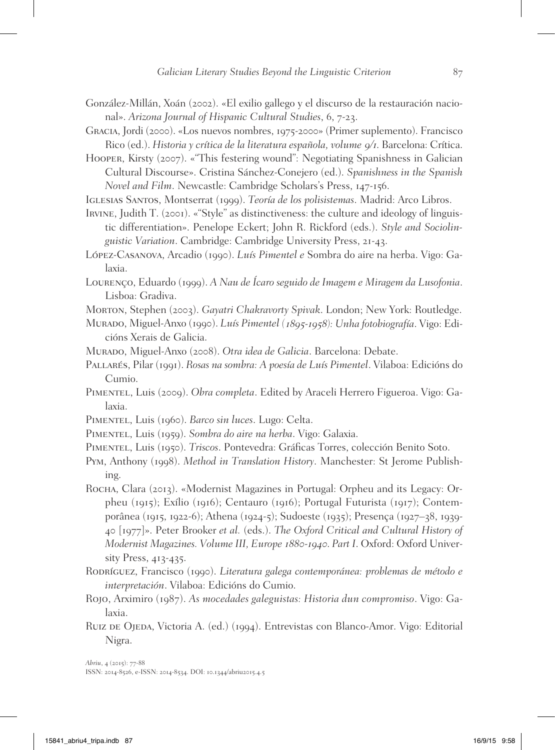González-Millán, Xoán (2002). «El exilio gallego y el discurso de la restauración nacional». *Arizona Journal of Hispanic Cultural Studies*, 6, 7-23.

Gracia, Jordi (2000). «Los nuevos nombres, 1975-2000» (Primer suplemento). Francisco Rico (ed.). *Historia y crítica de la literatura española, volume 9/1*. Barcelona: Crítica.

Hooper, Kirsty (2007). «"This festering wound": Negotiating Spanishness in Galician Cultural Discourse». Cristina Sánchez-Conejero (ed.). *Spanishness in the Spanish Novel and Film*. Newcastle: Cambridge Scholars's Press, 147-156.

Iglesias Santos, Montserrat (1999). *Teoría de los polisistemas*. Madrid: Arco Libros.

Irvine, Judith T. (2001). «"Style" as distinctiveness: the culture and ideology of linguistic differentiation». Penelope Eckert; John R. Rickford (eds.). *Style and Sociolinguistic Variation*. Cambridge: Cambridge University Press, 21-43.

López-Casanova, Arcadio (1990). *Luís Pimentel e* Sombra do aire na herba. Vigo: Galaxia.

Lourenço, Eduardo (1999). *A Nau de Ícaro seguido de Imagem e Miragem da Lusofonia*. Lisboa: Gradiva.

Morton, Stephen (2003). *Gayatri Chakravorty Spivak*. London; New York: Routledge.

Murado, Miguel-Anxo (1990). *Luís Pimentel (1895-1958): Unha fotobiografía*. Vigo: Edicións Xerais de Galicia.

Murado, Miguel-Anxo (2008). *Otra idea de Galicia*. Barcelona: Debate.

Pallarés, Pilar (1991). *Rosas na sombra: A poesía de Luís Pimentel*. Vilaboa: Edicións do Cumio.

Pimentel, Luis (2009). *Obra completa*. Edited by Araceli Herrero Figueroa. Vigo: Galaxia.

Pimentel, Luis (1960). *Barco sin luces*. Lugo: Celta.

Pimentel, Luis (1959). *Sombra do aire na herba*. Vigo: Galaxia.

Pimentel, Luis (1950). *Triscos*. Pontevedra: Gráficas Torres, colección Benito Soto.

Pym, Anthony (1998). *Method in Translation History*. Manchester: St Jerome Publishing.

Rocha, Clara (2013). «Modernist Magazines in Portugal: Orpheu and its Legacy: Orpheu (1915); Exílio (1916); Centauro (1916); Portugal Futurista (1917); Contemporânea (1915, 1922-6); Athena (1924-5); Sudoeste (1935); Presença (1927–38, 1939-40 [1977]». Peter Brooker *et al.* (eds.). *The Oxford Critical and Cultural History of Modernist Magazines. Volume III, Europe 1880-1940. Part I*. Oxford: Oxford University Press, 413-435.

Rodríguez, Francisco (1990). *Literatura galega contemporánea: problemas de método e interpretación*. Vilaboa: Edicións do Cumio.

Rojo, Arximiro (1987). *As mocedades galeguistas: Historia dun compromiso*. Vigo: Galaxia.

Ruiz de Ojeda, Victoria A. (ed.) (1994). Entrevistas con Blanco-Amor. Vigo: Editorial Nigra.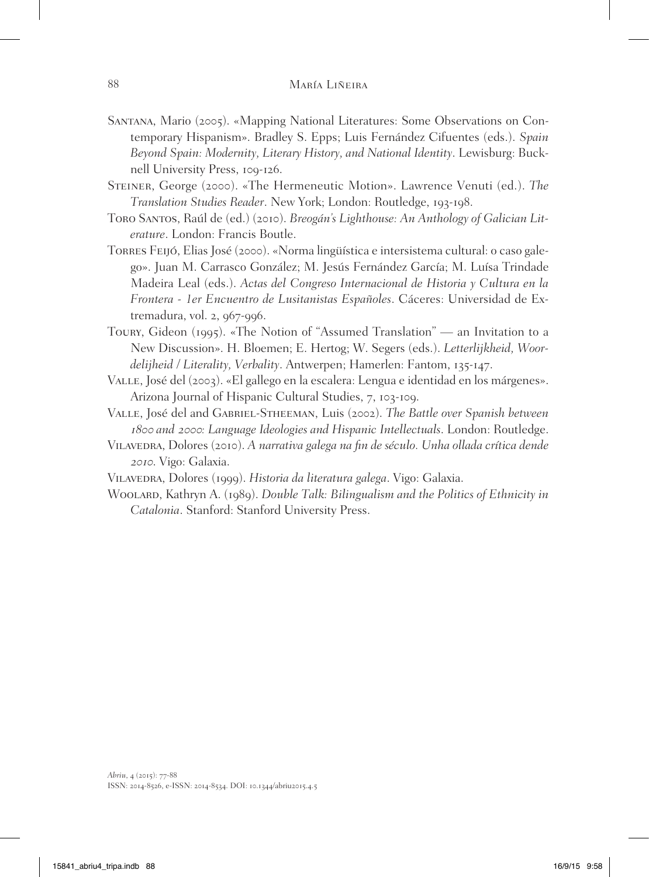Santana, Mario (2005). «Mapping National Literatures: Some Observations on Contemporary Hispanism». Bradley S. Epps; Luis Fernández Cifuentes (eds.). *Spain Beyond Spain: Modernity, Literary History, and National Identity*. Lewisburg: Bucknell University Press, 109-126.

Steiner, George (2000). «The Hermeneutic Motion». Lawrence Venuti (ed.). *The Translation Studies Reader*. New York; London: Routledge, 193-198.

Toro Santos, Raúl de (ed.) (2010). *Breogán's Lighthouse: An Anthology of Galician Literature*. London: Francis Boutle.

Torres Feijó, Elias José (2000). «Norma lingüística e intersistema cultural: o caso galego». Juan M. Carrasco González; M. Jesús Fernández García; M. Luísa Trindade Madeira Leal (eds.). *Actas del Congreso Internacional de Historia y Cultura en la Frontera - 1er Encuentro de Lusitanistas Españoles*. Cáceres: Universidad de Extremadura, vol. 2, 967-996.

Toury, Gideon (1995). «The Notion of "Assumed Translation" — an Invitation to a New Discussion». H. Bloemen; E. Hertog; W. Segers (eds.). *Letterlijkheid, Woordelijheid / Literality, Verbality*. Antwerpen; Hamerlen: Fantom, 135-147.

Valle, José del (2003). «El gallego en la escalera: Lengua e identidad en los márgenes». Arizona Journal of Hispanic Cultural Studies, 7, 103-109.

Valle, José del and Gabriel-Stheeman, Luis (2002). *The Battle over Spanish between 1800 and 2000: Language Ideologies and Hispanic Intellectuals*. London: Routledge.

Vilavedra, Dolores (2010). *A narrativa galega na fin de século. Unha ollada crítica dende 2010*. Vigo: Galaxia.

Vilavedra, Dolores (1999). *Historia da literatura galega*. Vigo: Galaxia.

Woolard, Kathryn A. (1989). *Double Talk: Bilingualism and the Politics of Ethnicity in Catalonia*. Stanford: Stanford University Press.